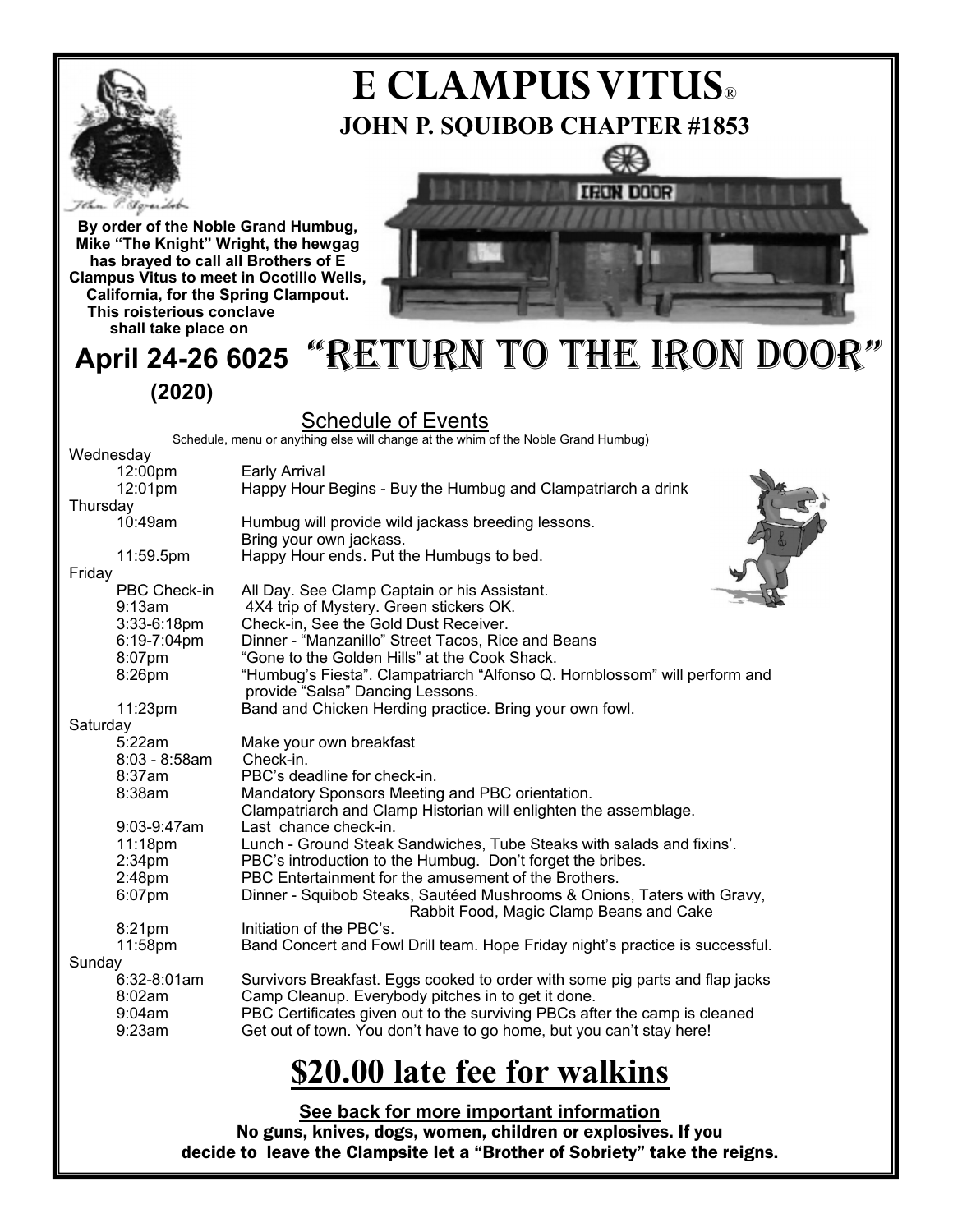# E CLAMPUS VITUS®

## JOHN P. SQUIBOB CHAPTER #1853

**By order of the Noble Grand Humbug, Mike "The Knight" Wright, the hewgag has brayed to call all Brothers of E Clampus Vitus to meet in Ocotillo Wells, California, for the Spring Clampout. This roisterious conclave shall take place on**

## April 24-26 6025 (2020) "RETURN TO THE IRON DOOR"

### Schedule of Events

Schedule, menu or anything else will change at the whim of the Noble Grand Humbug)

**Wednesday**

| | |
|---|---|
| 12:00pm | Early Arrival |
| 12:01pm | Happy Hour Begins - Buy the Humbug and Clampatriarch a drink |

**Thursday**

| | |
|---|---|
| 10:49am | Humbug will provide wild jackass breeding lessons. Bring your own jackass. |
| 11:59.5pm | Happy Hour ends. Put the Humbugs to bed. |

**Friday**

| | |
|---|---|
| PBC Check-in | All Day. See Clamp Captain or his Assistant. |
| 9:13am | 4X4 trip of Mystery. Green stickers OK. |
| 3:33-6:18pm | Check-in, See the Gold Dust Receiver. |
| 6:19-7:04pm | Dinner - "Manzanillo" Street Tacos, Rice and Beans |
| 8:07pm | "Gone to the Golden Hills" at the Cook Shack. |
| 8:26pm | "Humbug's Fiesta". Clampatriarch "Alfonso Q. Hornblossom" will perform and provide "Salsa" Dancing Lessons. |
| 11:23pm | Band and Chicken Herding practice. Bring your own fowl. |

**Saturday**

| | |
|---|---|
| 5:22am | Make your own breakfast |
| 8:03 - 8:58am | Check-in. |
| 8:37am | PBC's deadline for check-in. |
| 8:38am | Mandatory Sponsors Meeting and PBC orientation. Clampatriarch and Clamp Historian will enlighten the assemblage. |
| 9:03-9:47am | Last chance check-in. |
| 11:18pm | Lunch - Ground Steak Sandwiches, Tube Steaks with salads and fixins'. |
| 2:34pm | PBC's introduction to the Humbug. Don't forget the bribes. |
| 2:48pm | PBC Entertainment for the amusement of the Brothers. |
| 6:07pm | Dinner - Squibob Steaks, Sautéed Mushrooms & Onions, Taters with Gravy, Rabbit Food, Magic Clamp Beans and Cake |
| 8:21pm | Initiation of the PBC's. |
| 11:58pm | Band Concert and Fowl Drill team. Hope Friday night's practice is successful. |

**Sunday**

| | |
|---|---|
| 6:32-8:01am | Survivors Breakfast. Eggs cooked to order with some pig parts and flap jacks |
| 8:02am | Camp Cleanup. Everybody pitches in to get it done. |
| 9:04am | PBC Certificates given out to the surviving PBCs after the camp is cleaned |
| 9:23am | Get out of town. You don't have to go home, but you can't stay here! |

## $20.00 late fee for walkins

**See back for more important information**

**No guns, knives, dogs, women, children or explosives. If you decide to leave the Clampsite let a "Brother of Sobriety" take the reigns.**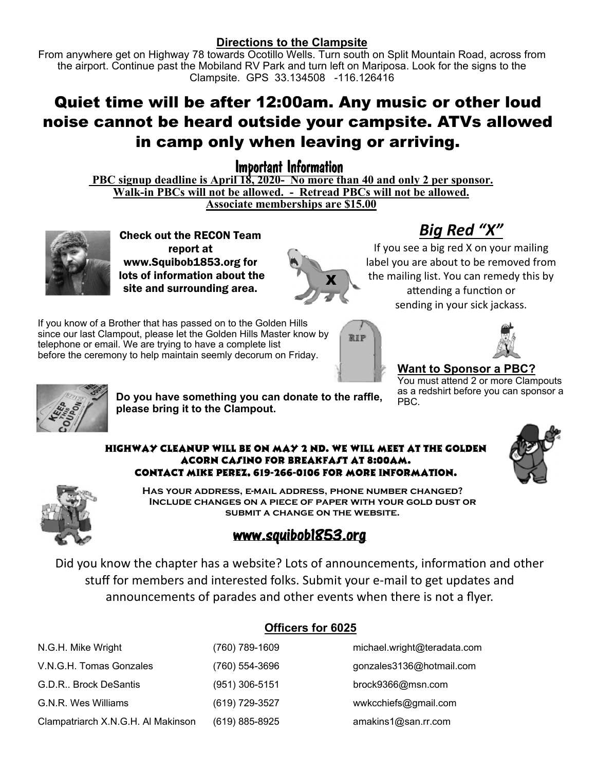## Directions to the Clampsite

From anywhere get on Highway 78 towards Ocotillo Wells. Turn south on Split Mountain Road, across from the airport. Continue past the Mobiland RV Park and turn left on Mariposa. Look for the signs to the Clampsite. GPS 33.134508 -116.126416

# Quiet time will be after 12:00am. Any music or other loud noise cannot be heard outside your campsite. ATVs allowed in camp only when leaving or arriving.

## Important Information

**PBC signup deadline is April 18, 2020- No more than 40 and only 2 per sponsor.**
**Walk-in PBCs will not be allowed. - Retread PBCs will not be allowed.**
**Associate memberships are $15.00**

**Check out the RECON Team report at www.Squibob1853.org for lots of information about the site and surrounding area.**

## *Big Red "X"*

If you see a big red X on your mailing label you are about to be removed from the mailing list. You can remedy this by attending a function or sending in your sick jackass.

If you know of a Brother that has passed on to the Golden Hills since our last Clampout, please let the Golden Hills Master know by telephone or email. We are trying to have a complete list before the ceremony to help maintain seemly decorum on Friday.

### Want to Sponsor a PBC?

You must attend 2 or more Clampouts as a redshirt before you can sponsor a PBC.

**Do you have something you can donate to the raffle, please bring it to the Clampout.**

**HIGHWAY CLEANUP WILL BE ON MAY 2 ND. WE WILL MEET AT THE GOLDEN ACORN CASINO FOR BREAKFAST AT 8:00AM.**
**CONTACT MIKE PEREZ, 619-266-0106 FOR MORE INFORMATION.**

**Has your address, e-mail address, phone number changed? Include changes on a piece of paper with your gold dust or submit a change on the website.**

## www.squibob1853.org

Did you know the chapter has a website? Lots of announcements, information and other stuff for members and interested folks. Submit your e-mail to get updates and announcements of parades and other events when there is not a flyer.

### Officers for 6025

| | | |
|---|---|---|
| N.G.H. Mike Wright | (760) 789-1609 | michael.wright@teradata.com |
| V.N.G.H. Tomas Gonzales | (760) 554-3696 | gonzales3136@hotmail.com |
| G.D.R.. Brock DeSantis | (951) 306-5151 | brock9366@msn.com |
| G.N.R. Wes Williams | (619) 729-3527 | wwkcchiefs@gmail.com |
| Clampatriarch X.N.G.H. Al Makinson | (619) 885-8925 | amakins1@san.rr.com |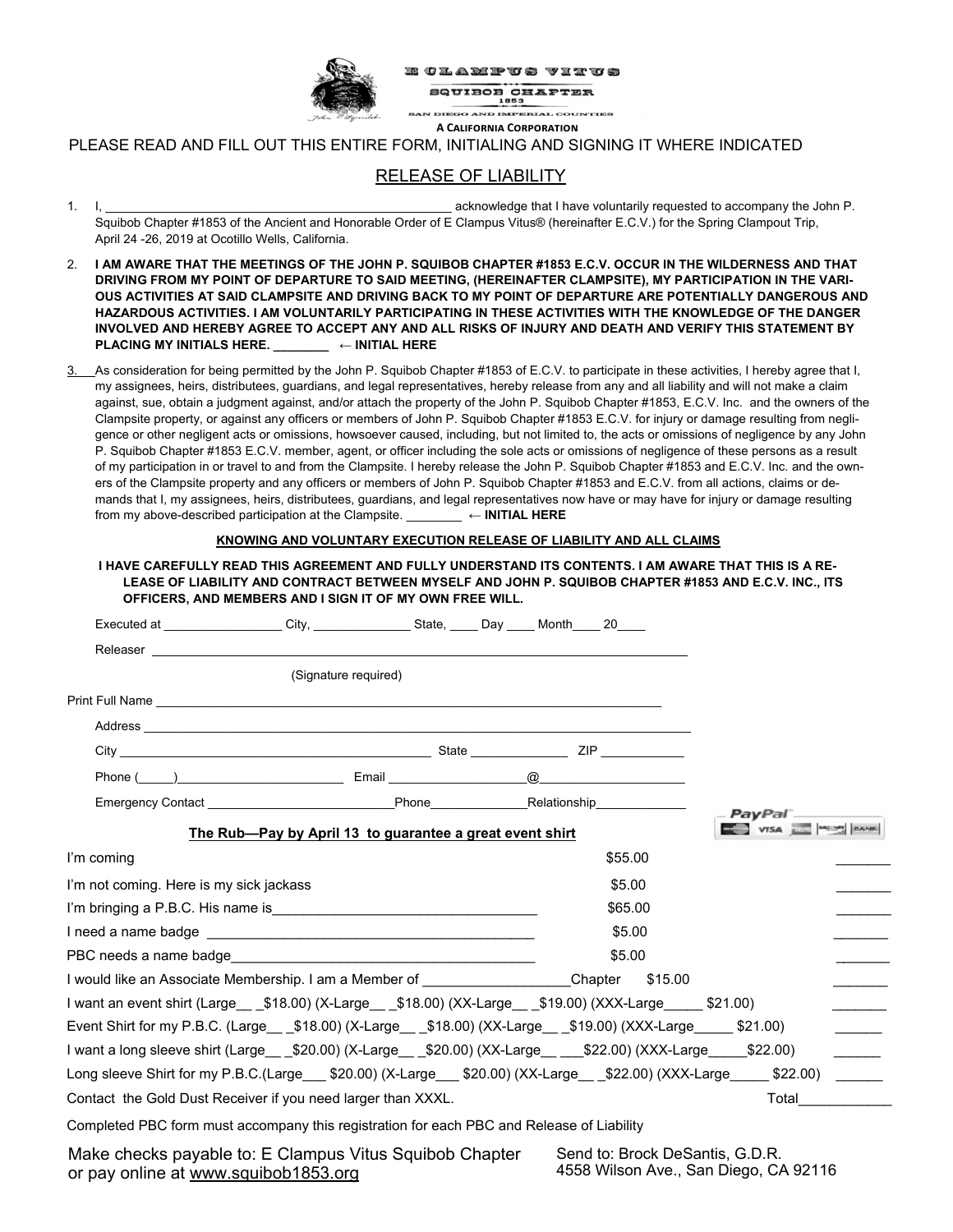E CLAMPUS VITUS
SQUIBOB CHAPTER
1853
SAN DIEGO AND IMPERIAL COUNTIES
A CALIFORNIA CORPORATION

PLEASE READ AND FILL OUT THIS ENTIRE FORM, INITIALING AND SIGNING IT WHERE INDICATED

## RELEASE OF LIABILITY

1. I, _________________________________________________ acknowledge that I have voluntarily requested to accompany the John P. Squibob Chapter #1853 of the Ancient and Honorable Order of E Clampus Vitus® (hereinafter E.C.V.) for the Spring Clampout Trip, April 24 -26, 2019 at Ocotillo Wells, California.

2. **I AM AWARE THAT THE MEETINGS OF THE JOHN P. SQUIBOB CHAPTER #1853 E.C.V. OCCUR IN THE WILDERNESS AND THAT DRIVING FROM MY POINT OF DEPARTURE TO SAID MEETING, (HEREINAFTER CLAMPSITE), MY PARTICIPATION IN THE VARIOUS ACTIVITIES AT SAID CLAMPSITE AND DRIVING BACK TO MY POINT OF DEPARTURE ARE POTENTIALLY DANGEROUS AND HAZARDOUS ACTIVITIES. I AM VOLUNTARILY PARTICIPATING IN THESE ACTIVITIES WITH THE KNOWLEDGE OF THE DANGER INVOLVED AND HEREBY AGREE TO ACCEPT ANY AND ALL RISKS OF INJURY AND DEATH AND VERIFY THIS STATEMENT BY PLACING MY INITIALS HERE. ________ ← INITIAL HERE**

3. As consideration for being permitted by the John P. Squibob Chapter #1853 of E.C.V. to participate in these activities, I hereby agree that I, my assignees, heirs, distributees, guardians, and legal representatives, hereby release from any and all liability and will not make a claim against, sue, obtain a judgment against, and/or attach the property of the John P. Squibob Chapter #1853, E.C.V. Inc. and the owners of the Clampsite property, or against any officers or members of John P. Squibob Chapter #1853 E.C.V. for injury or damage resulting from negligence or other negligent acts or omissions, howsoever caused, including, but not limited to, the acts or omissions of negligence by any John P. Squibob Chapter #1853 E.C.V. member, agent, or officer including the sole acts or omissions of negligence of these persons as a result of my participation in or travel to and from the Clampsite. I hereby release the John P. Squibob Chapter #1853 and E.C.V. Inc. and the owners of the Clampsite property and any officers or members of John P. Squibob Chapter #1853 and E.C.V. from all actions, claims or demands that I, my assignees, heirs, distributees, guardians, and legal representatives now have or may have for injury or damage resulting from my above-described participation at the Clampsite. ________ **← INITIAL HERE**

**KNOWING AND VOLUNTARY EXECUTION RELEASE OF LIABILITY AND ALL CLAIMS**

**I HAVE CAREFULLY READ THIS AGREEMENT AND FULLY UNDERSTAND ITS CONTENTS. I AM AWARE THAT THIS IS A RELEASE OF LIABILITY AND CONTRACT BETWEEN MYSELF AND JOHN P. SQUIBOB CHAPTER #1853 AND E.C.V. INC., ITS OFFICERS, AND MEMBERS AND I SIGN IT OF MY OWN FREE WILL.**

Executed at _________________ City, ______________ State, ____ Day ____ Month____ 20____

Releaser ________________________________________________________________

(Signature required)

Print Full Name ________________________________________________________________

Address ________________________________________________________________

City _______________________________________ State _____________ ZIP ___________

Phone (_____)_______________________ Email ___________________@____________________

Emergency Contact __________________________Phone_____________Relationship_____________

PayPal VISA

**The Rub—Pay by April 13 to guarantee a great event shirt**

| | | |
|---|---|---|
| I'm coming | $55.00 | _______ |
| I'm not coming. Here is my sick jackass | $5.00 | _______ |
| I'm bringing a P.B.C. His name is__________________________________ | $65.00 | _______ |
| I need a name badge __________________________________________ | $5.00 | _______ |
| PBC needs a name badge_______________________________________ | $5.00 | _______ |
| I would like an Associate Membership. I am a Member of ___________________Chapter | $15.00 | _______ |
| I want an event shirt (Large__ _$18.00) (X-Large__ _$18.00) (XX-Large__ _$19.00) (XXX-Large_____ $21.00) | | _______ |
| Event Shirt for my P.B.C. (Large__ _$18.00) (X-Large__ _$18.00) (XX-Large__ _$19.00) (XXX-Large_____ $21.00) | | ______ |
| I want a long sleeve shirt (Large__ _$20.00) (X-Large__ _$20.00) (XX-Large__ ___$22.00) (XXX-Large_____$22.00) | | ______ |
| Long sleeve Shirt for my P.B.C.(Large___ $20.00) (X-Large___ $20.00) (XX-Large__ _$22.00) (XXX-Large_____ $22.00) | | ______ |
| Contact the Gold Dust Receiver if you need larger than XXXL. | | Total____________ |

Completed PBC form must accompany this registration for each PBC and Release of Liability

Make checks payable to: E Clampus Vitus Squibob Chapter
or pay online at www.squibob1853.org

Send to: Brock DeSantis, G.D.R.
4558 Wilson Ave., San Diego, CA 92116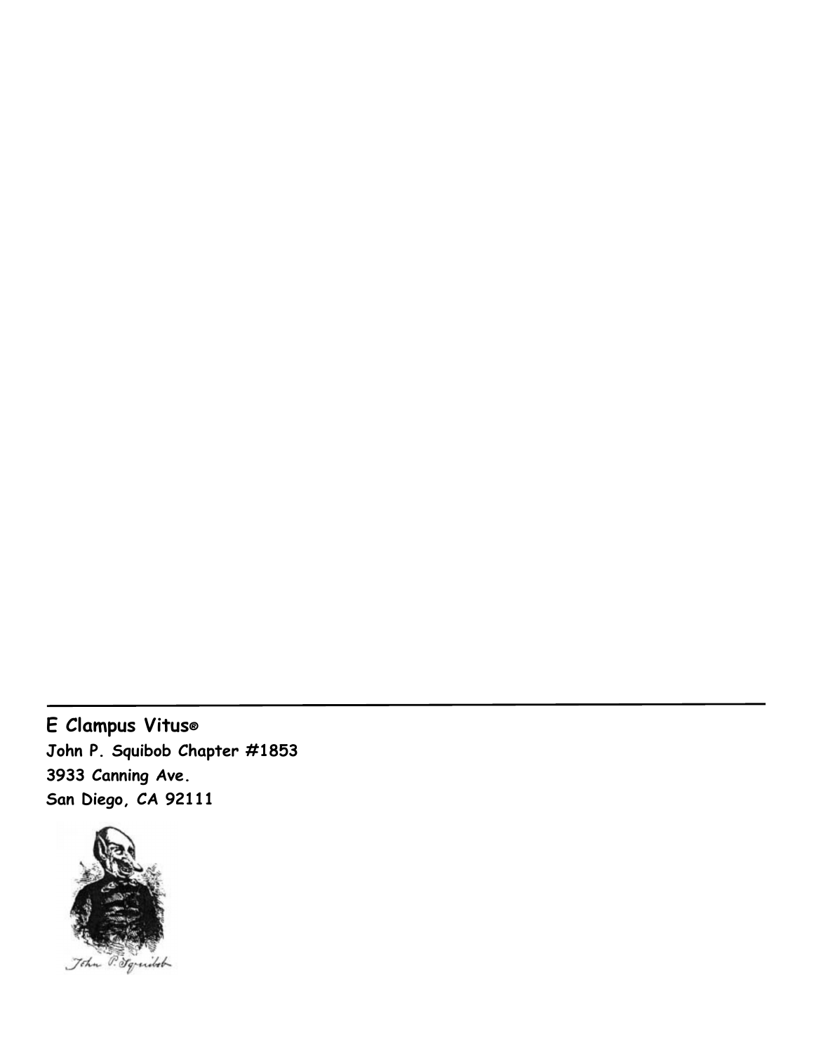---

**E Clampus Vitus®**

**John P. Squibob Chapter #1853**

**3933 Canning Ave.**

**San Diego, CA 92111**

John P. Squibob